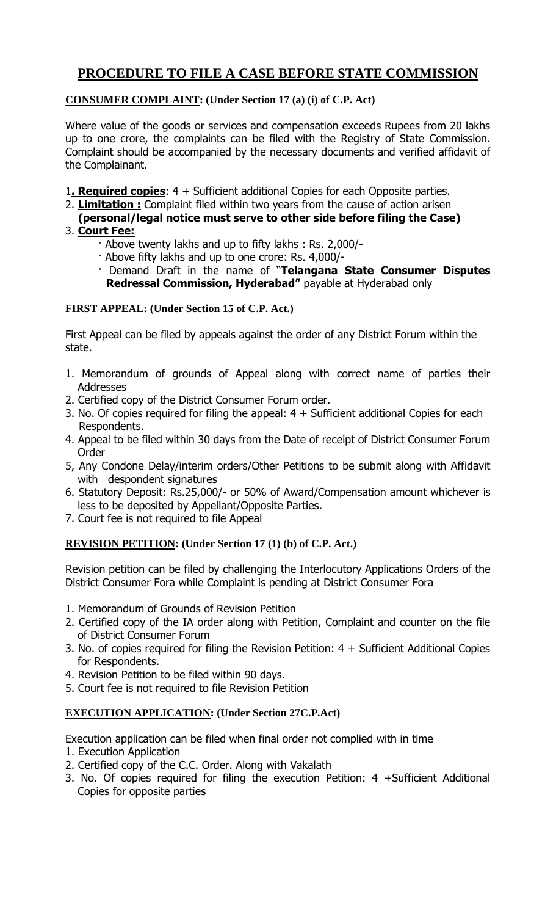# PROCEDURE TO FILE A CASE BEFORE STATE COMMISSION

**CONSUMER COMPLAINT: (Under Section 17 (a) (i) of C.P. Act)**

Where value of the goods or services and compensation exceeds Rupees from 20 lakhs up to one crore, the complaints can be filed with the Registry of State Commission. Complaint should be accompanied by the necessary documents and verified affidavit of the Complainant.

1. **Required copies**: 4 + Sufficient additional Copies for each Opposite parties.
2. **Limitation :** Complaint filed within two years from the cause of action arisen **(personal/legal notice must serve to other side before filing the Case)**
3. **Court Fee:**
   - Above twenty lakhs and up to fifty lakhs : Rs. 2,000/-
   - Above fifty lakhs and up to one crore: Rs. 4,000/-
   - Demand Draft in the name of **"Telangana State Consumer Disputes Redressal Commission, Hyderabad"** payable at Hyderabad only

**FIRST APPEAL: (Under Section 15 of C.P. Act.)**

First Appeal can be filed by appeals against the order of any District Forum within the state.

1. Memorandum of grounds of Appeal along with correct name of parties their Addresses
2. Certified copy of the District Consumer Forum order.
3. No. Of copies required for filing the appeal: 4 + Sufficient additional Copies for each Respondents.
4. Appeal to be filed within 30 days from the Date of receipt of District Consumer Forum Order
5, Any Condone Delay/interim orders/Other Petitions to be submit along with Affidavit with despondent signatures
6. Statutory Deposit: Rs.25,000/- or 50% of Award/Compensation amount whichever is less to be deposited by Appellant/Opposite Parties.
7. Court fee is not required to file Appeal

**REVISION PETITION: (Under Section 17 (1) (b) of C.P. Act.)**

Revision petition can be filed by challenging the Interlocutory Applications Orders of the District Consumer Fora while Complaint is pending at District Consumer Fora

1. Memorandum of Grounds of Revision Petition
2. Certified copy of the IA order along with Petition, Complaint and counter on the file of District Consumer Forum
3. No. of copies required for filing the Revision Petition: 4 + Sufficient Additional Copies for Respondents.
4. Revision Petition to be filed within 90 days.
5. Court fee is not required to file Revision Petition

**EXECUTION APPLICATION: (Under Section 27C.P.Act)**

Execution application can be filed when final order not complied with in time

1. Execution Application
2. Certified copy of the C.C. Order. Along with Vakalath
3. No. Of copies required for filing the execution Petition: 4 +Sufficient Additional Copies for opposite parties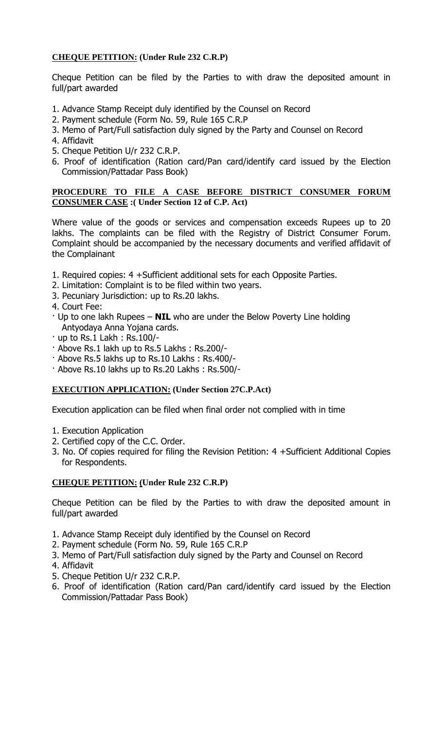**CHEQUE PETITION: (Under Rule 232 C.R.P)**

Cheque Petition can be filed by the Parties to with draw the deposited amount in full/part awarded

1. Advance Stamp Receipt duly identified by the Counsel on Record
2. Payment schedule (Form No. 59, Rule 165 C.R.P
3. Memo of Part/Full satisfaction duly signed by the Party and Counsel on Record
4. Affidavit
5. Cheque Petition U/r 232 C.R.P.
6. Proof of identification (Ration card/Pan card/identify card issued by the Election Commission/Pattadar Pass Book)

**PROCEDURE TO FILE A CASE BEFORE DISTRICT CONSUMER FORUM CONSUMER CASE :( Under Section 12 of C.P. Act)**

Where value of the goods or services and compensation exceeds Rupees up to 20 lakhs. The complaints can be filed with the Registry of District Consumer Forum. Complaint should be accompanied by the necessary documents and verified affidavit of the Complainant

1. Required copies: 4 +Sufficient additional sets for each Opposite Parties.
2. Limitation: Complaint is to be filed within two years.
3. Pecuniary Jurisdiction: up to Rs.20 lakhs.
4. Court Fee:

- Up to one lakh Rupees – **NIL** who are under the Below Poverty Line holding Antyodaya Anna Yojana cards.
- up to Rs.1 Lakh : Rs.100/-
- Above Rs.1 lakh up to Rs.5 Lakhs : Rs.200/-
- Above Rs.5 lakhs up to Rs.10 Lakhs : Rs.400/-
- Above Rs.10 lakhs up to Rs.20 Lakhs : Rs.500/-

**EXECUTION APPLICATION: (Under Section 27C.P.Act)**

Execution application can be filed when final order not complied with in time

1. Execution Application
2. Certified copy of the C.C. Order.
3. No. Of copies required for filing the Revision Petition: 4 +Sufficient Additional Copies for Respondents.

**CHEQUE PETITION: (Under Rule 232 C.R.P)**

Cheque Petition can be filed by the Parties to with draw the deposited amount in full/part awarded

1. Advance Stamp Receipt duly identified by the Counsel on Record
2. Payment schedule (Form No. 59, Rule 165 C.R.P
3. Memo of Part/Full satisfaction duly signed by the Party and Counsel on Record
4. Affidavit
5. Cheque Petition U/r 232 C.R.P.
6. Proof of identification (Ration card/Pan card/identify card issued by the Election Commission/Pattadar Pass Book)